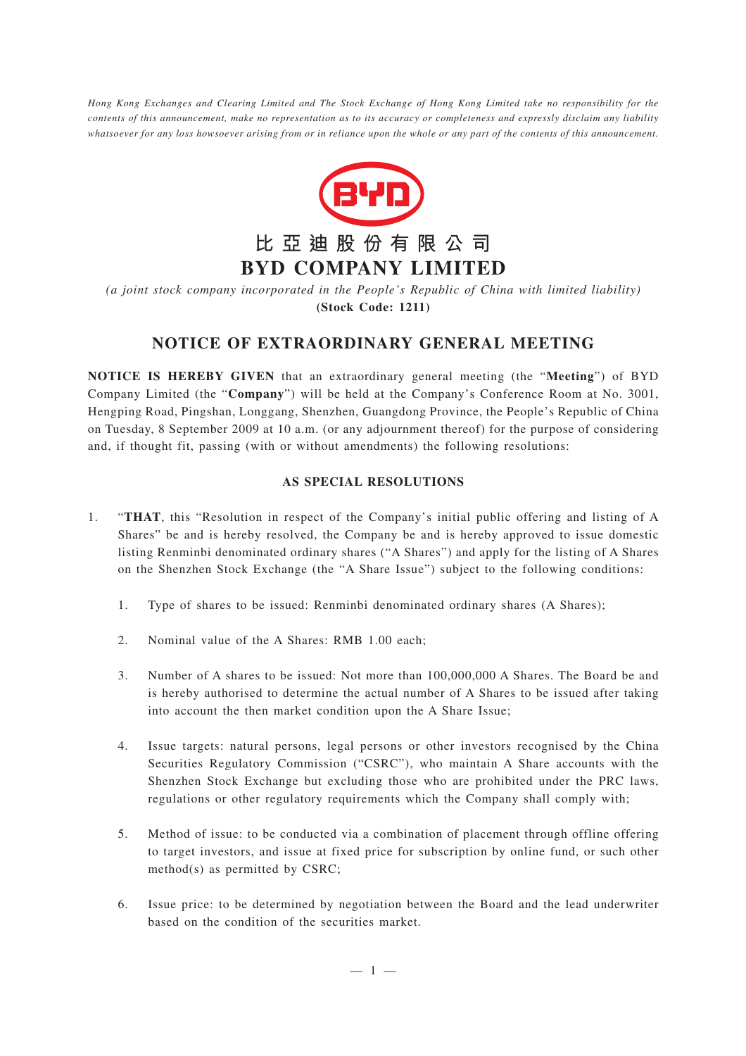*Hong Kong Exchanges and Clearing Limited and The Stock Exchange of Hong Kong Limited take no responsibility for the contents of this announcement, make no representation as to its accuracy or completeness and expressly disclaim any liability whatsoever for any loss howsoever arising from or in reliance upon the whole or any part of the contents of this announcement.*

# 比亞迪股份有限公司
# BYD COMPANY LIMITED

*(a joint stock company incorporated in the People's Republic of China with limited liability)*

**(Stock Code: 1211)**

## NOTICE OF EXTRAORDINARY GENERAL MEETING

**NOTICE IS HEREBY GIVEN** that an extraordinary general meeting (the "**Meeting**") of BYD Company Limited (the "**Company**") will be held at the Company's Conference Room at No. 3001, Hengping Road, Pingshan, Longgang, Shenzhen, Guangdong Province, the People's Republic of China on Tuesday, 8 September 2009 at 10 a.m. (or any adjournment thereof) for the purpose of considering and, if thought fit, passing (with or without amendments) the following resolutions:

**AS SPECIAL RESOLUTIONS**

1. "**THAT**, this "Resolution in respect of the Company's initial public offering and listing of A Shares" be and is hereby resolved, the Company be and is hereby approved to issue domestic listing Renminbi denominated ordinary shares ("A Shares") and apply for the listing of A Shares on the Shenzhen Stock Exchange (the "A Share Issue") subject to the following conditions:

   1. Type of shares to be issued: Renminbi denominated ordinary shares (A Shares);

   2. Nominal value of the A Shares: RMB 1.00 each;

   3. Number of A shares to be issued: Not more than 100,000,000 A Shares. The Board be and is hereby authorised to determine the actual number of A Shares to be issued after taking into account the then market condition upon the A Share Issue;

   4. Issue targets: natural persons, legal persons or other investors recognised by the China Securities Regulatory Commission ("CSRC"), who maintain A Share accounts with the Shenzhen Stock Exchange but excluding those who are prohibited under the PRC laws, regulations or other regulatory requirements which the Company shall comply with;

   5. Method of issue: to be conducted via a combination of placement through offline offering to target investors, and issue at fixed price for subscription by online fund, or such other method(s) as permitted by CSRC;

   6. Issue price: to be determined by negotiation between the Board and the lead underwriter based on the condition of the securities market.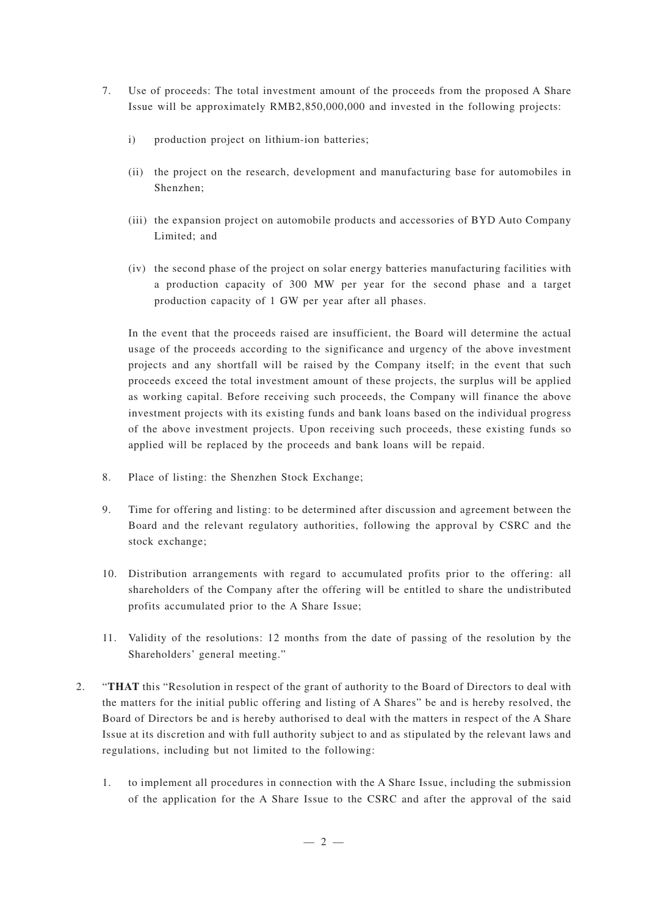7. Use of proceeds: The total investment amount of the proceeds from the proposed A Share Issue will be approximately RMB2,850,000,000 and invested in the following projects:

    i) production project on lithium-ion batteries;

    (ii) the project on the research, development and manufacturing base for automobiles in Shenzhen;

    (iii) the expansion project on automobile products and accessories of BYD Auto Company Limited; and

    (iv) the second phase of the project on solar energy batteries manufacturing facilities with a production capacity of 300 MW per year for the second phase and a target production capacity of 1 GW per year after all phases.

    In the event that the proceeds raised are insufficient, the Board will determine the actual usage of the proceeds according to the significance and urgency of the above investment projects and any shortfall will be raised by the Company itself; in the event that such proceeds exceed the total investment amount of these projects, the surplus will be applied as working capital. Before receiving such proceeds, the Company will finance the above investment projects with its existing funds and bank loans based on the individual progress of the above investment projects. Upon receiving such proceeds, these existing funds so applied will be replaced by the proceeds and bank loans will be repaid.

8. Place of listing: the Shenzhen Stock Exchange;

9. Time for offering and listing: to be determined after discussion and agreement between the Board and the relevant regulatory authorities, following the approval by CSRC and the stock exchange;

10. Distribution arrangements with regard to accumulated profits prior to the offering: all shareholders of the Company after the offering will be entitled to share the undistributed profits accumulated prior to the A Share Issue;

11. Validity of the resolutions: 12 months from the date of passing of the resolution by the Shareholders' general meeting."

2. "**THAT** this "Resolution in respect of the grant of authority to the Board of Directors to deal with the matters for the initial public offering and listing of A Shares" be and is hereby resolved, the Board of Directors be and is hereby authorised to deal with the matters in respect of the A Share Issue at its discretion and with full authority subject to and as stipulated by the relevant laws and regulations, including but not limited to the following:

    1. to implement all procedures in connection with the A Share Issue, including the submission of the application for the A Share Issue to the CSRC and after the approval of the said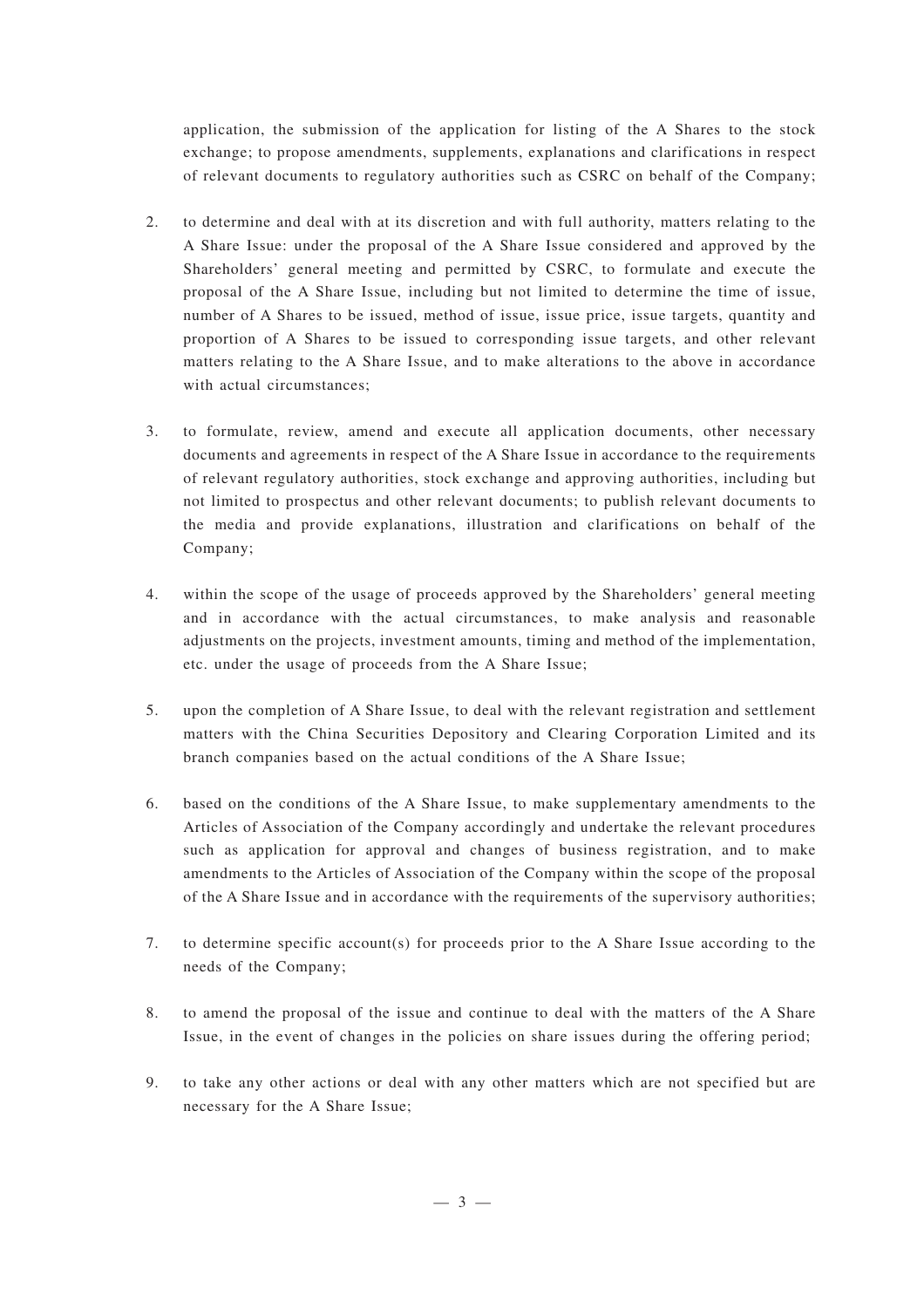application, the submission of the application for listing of the A Shares to the stock exchange; to propose amendments, supplements, explanations and clarifications in respect of relevant documents to regulatory authorities such as CSRC on behalf of the Company;

2. to determine and deal with at its discretion and with full authority, matters relating to the A Share Issue: under the proposal of the A Share Issue considered and approved by the Shareholders' general meeting and permitted by CSRC, to formulate and execute the proposal of the A Share Issue, including but not limited to determine the time of issue, number of A Shares to be issued, method of issue, issue price, issue targets, quantity and proportion of A Shares to be issued to corresponding issue targets, and other relevant matters relating to the A Share Issue, and to make alterations to the above in accordance with actual circumstances;

3. to formulate, review, amend and execute all application documents, other necessary documents and agreements in respect of the A Share Issue in accordance to the requirements of relevant regulatory authorities, stock exchange and approving authorities, including but not limited to prospectus and other relevant documents; to publish relevant documents to the media and provide explanations, illustration and clarifications on behalf of the Company;

4. within the scope of the usage of proceeds approved by the Shareholders' general meeting and in accordance with the actual circumstances, to make analysis and reasonable adjustments on the projects, investment amounts, timing and method of the implementation, etc. under the usage of proceeds from the A Share Issue;

5. upon the completion of A Share Issue, to deal with the relevant registration and settlement matters with the China Securities Depository and Clearing Corporation Limited and its branch companies based on the actual conditions of the A Share Issue;

6. based on the conditions of the A Share Issue, to make supplementary amendments to the Articles of Association of the Company accordingly and undertake the relevant procedures such as application for approval and changes of business registration, and to make amendments to the Articles of Association of the Company within the scope of the proposal of the A Share Issue and in accordance with the requirements of the supervisory authorities;

7. to determine specific account(s) for proceeds prior to the A Share Issue according to the needs of the Company;

8. to amend the proposal of the issue and continue to deal with the matters of the A Share Issue, in the event of changes in the policies on share issues during the offering period;

9. to take any other actions or deal with any other matters which are not specified but are necessary for the A Share Issue;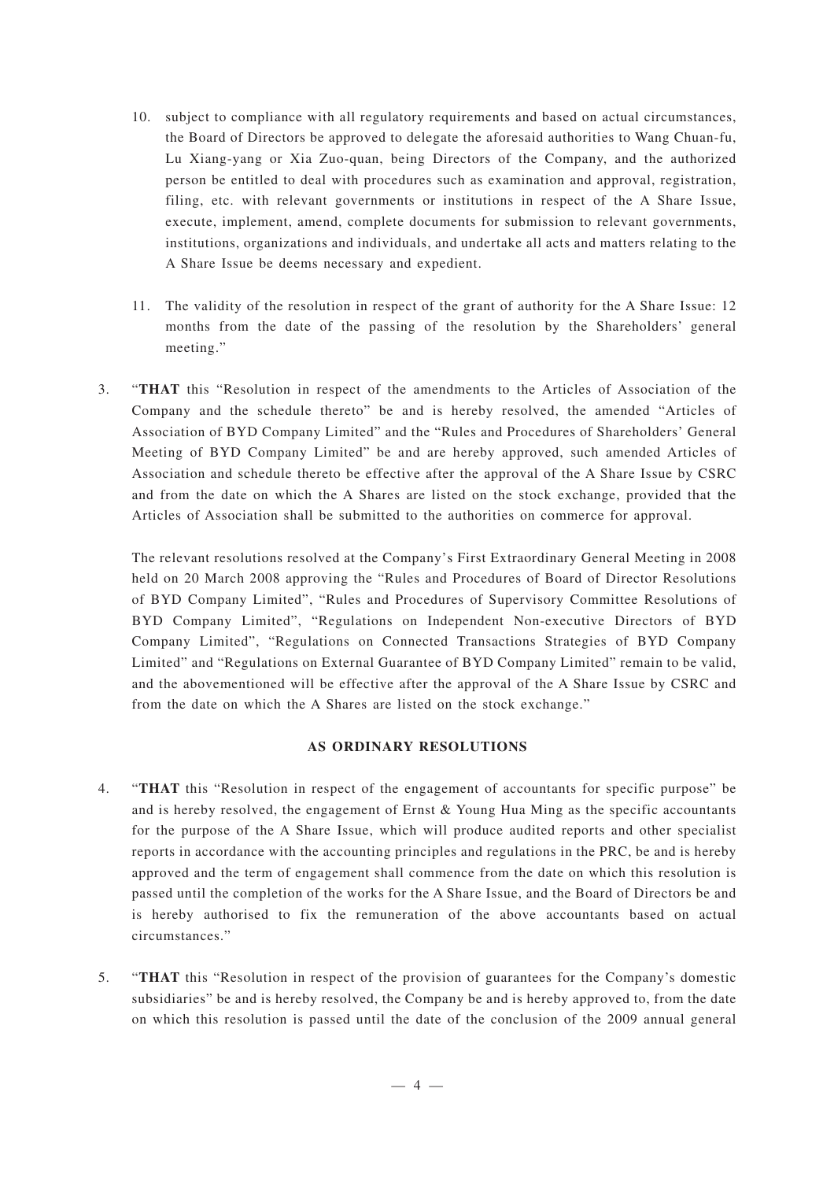10. subject to compliance with all regulatory requirements and based on actual circumstances, the Board of Directors be approved to delegate the aforesaid authorities to Wang Chuan-fu, Lu Xiang-yang or Xia Zuo-quan, being Directors of the Company, and the authorized person be entitled to deal with procedures such as examination and approval, registration, filing, etc. with relevant governments or institutions in respect of the A Share Issue, execute, implement, amend, complete documents for submission to relevant governments, institutions, organizations and individuals, and undertake all acts and matters relating to the A Share Issue be deems necessary and expedient.

11. The validity of the resolution in respect of the grant of authority for the A Share Issue: 12 months from the date of the passing of the resolution by the Shareholders' general meeting."

3. "**THAT** this "Resolution in respect of the amendments to the Articles of Association of the Company and the schedule thereto" be and is hereby resolved, the amended "Articles of Association of BYD Company Limited" and the "Rules and Procedures of Shareholders' General Meeting of BYD Company Limited" be and are hereby approved, such amended Articles of Association and schedule thereto be effective after the approval of the A Share Issue by CSRC and from the date on which the A Shares are listed on the stock exchange, provided that the Articles of Association shall be submitted to the authorities on commerce for approval.

   The relevant resolutions resolved at the Company's First Extraordinary General Meeting in 2008 held on 20 March 2008 approving the "Rules and Procedures of Board of Director Resolutions of BYD Company Limited", "Rules and Procedures of Supervisory Committee Resolutions of BYD Company Limited", "Regulations on Independent Non-executive Directors of BYD Company Limited", "Regulations on Connected Transactions Strategies of BYD Company Limited" and "Regulations on External Guarantee of BYD Company Limited" remain to be valid, and the abovementioned will be effective after the approval of the A Share Issue by CSRC and from the date on which the A Shares are listed on the stock exchange."

**AS ORDINARY RESOLUTIONS**

4. "**THAT** this "Resolution in respect of the engagement of accountants for specific purpose" be and is hereby resolved, the engagement of Ernst & Young Hua Ming as the specific accountants for the purpose of the A Share Issue, which will produce audited reports and other specialist reports in accordance with the accounting principles and regulations in the PRC, be and is hereby approved and the term of engagement shall commence from the date on which this resolution is passed until the completion of the works for the A Share Issue, and the Board of Directors be and is hereby authorised to fix the remuneration of the above accountants based on actual circumstances."

5. "**THAT** this "Resolution in respect of the provision of guarantees for the Company's domestic subsidiaries" be and is hereby resolved, the Company be and is hereby approved to, from the date on which this resolution is passed until the date of the conclusion of the 2009 annual general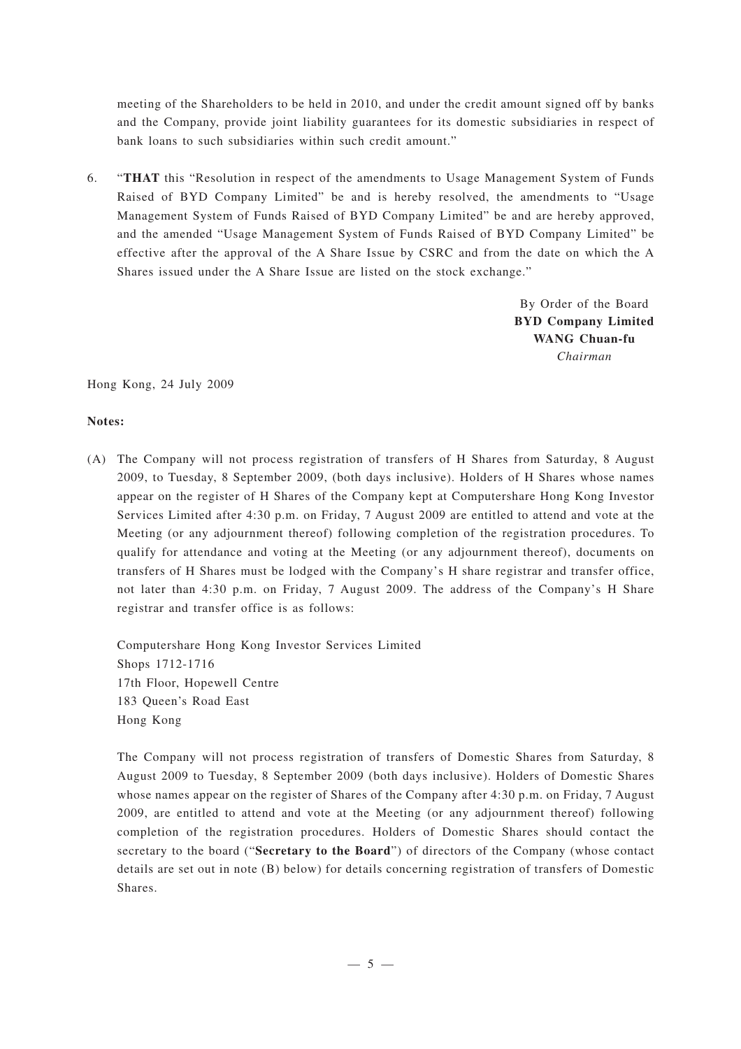meeting of the Shareholders to be held in 2010, and under the credit amount signed off by banks and the Company, provide joint liability guarantees for its domestic subsidiaries in respect of bank loans to such subsidiaries within such credit amount."

6. "**THAT** this "Resolution in respect of the amendments to Usage Management System of Funds Raised of BYD Company Limited" be and is hereby resolved, the amendments to "Usage Management System of Funds Raised of BYD Company Limited" be and are hereby approved, and the amended "Usage Management System of Funds Raised of BYD Company Limited" be effective after the approval of the A Share Issue by CSRC and from the date on which the A Shares issued under the A Share Issue are listed on the stock exchange."

By Order of the Board
**BYD Company Limited**
**WANG Chuan-fu**
*Chairman*

Hong Kong, 24 July 2009

**Notes:**

(A) The Company will not process registration of transfers of H Shares from Saturday, 8 August 2009, to Tuesday, 8 September 2009, (both days inclusive). Holders of H Shares whose names appear on the register of H Shares of the Company kept at Computershare Hong Kong Investor Services Limited after 4:30 p.m. on Friday, 7 August 2009 are entitled to attend and vote at the Meeting (or any adjournment thereof) following completion of the registration procedures. To qualify for attendance and voting at the Meeting (or any adjournment thereof), documents on transfers of H Shares must be lodged with the Company's H share registrar and transfer office, not later than 4:30 p.m. on Friday, 7 August 2009. The address of the Company's H Share registrar and transfer office is as follows:

Computershare Hong Kong Investor Services Limited
Shops 1712-1716
17th Floor, Hopewell Centre
183 Queen's Road East
Hong Kong

The Company will not process registration of transfers of Domestic Shares from Saturday, 8 August 2009 to Tuesday, 8 September 2009 (both days inclusive). Holders of Domestic Shares whose names appear on the register of Shares of the Company after 4:30 p.m. on Friday, 7 August 2009, are entitled to attend and vote at the Meeting (or any adjournment thereof) following completion of the registration procedures. Holders of Domestic Shares should contact the secretary to the board ("**Secretary to the Board**") of directors of the Company (whose contact details are set out in note (B) below) for details concerning registration of transfers of Domestic Shares.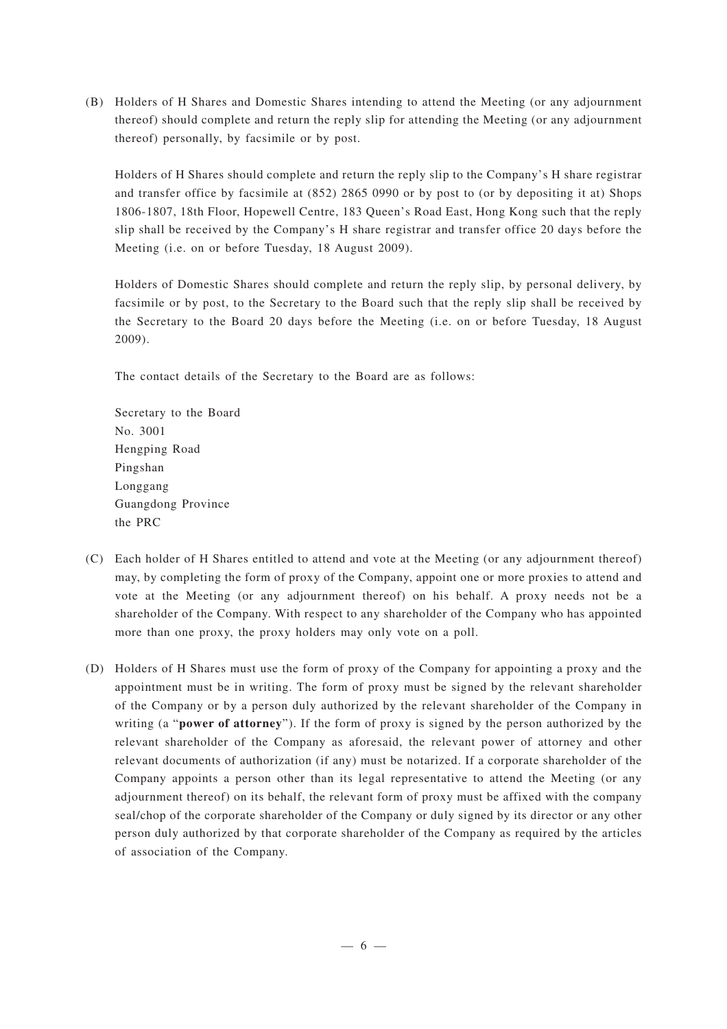(B) Holders of H Shares and Domestic Shares intending to attend the Meeting (or any adjournment thereof) should complete and return the reply slip for attending the Meeting (or any adjournment thereof) personally, by facsimile or by post.

Holders of H Shares should complete and return the reply slip to the Company's H share registrar and transfer office by facsimile at (852) 2865 0990 or by post to (or by depositing it at) Shops 1806-1807, 18th Floor, Hopewell Centre, 183 Queen's Road East, Hong Kong such that the reply slip shall be received by the Company's H share registrar and transfer office 20 days before the Meeting (i.e. on or before Tuesday, 18 August 2009).

Holders of Domestic Shares should complete and return the reply slip, by personal delivery, by facsimile or by post, to the Secretary to the Board such that the reply slip shall be received by the Secretary to the Board 20 days before the Meeting (i.e. on or before Tuesday, 18 August 2009).

The contact details of the Secretary to the Board are as follows:

Secretary to the Board
No. 3001
Hengping Road
Pingshan
Longgang
Guangdong Province
the PRC

(C) Each holder of H Shares entitled to attend and vote at the Meeting (or any adjournment thereof) may, by completing the form of proxy of the Company, appoint one or more proxies to attend and vote at the Meeting (or any adjournment thereof) on his behalf. A proxy needs not be a shareholder of the Company. With respect to any shareholder of the Company who has appointed more than one proxy, the proxy holders may only vote on a poll.

(D) Holders of H Shares must use the form of proxy of the Company for appointing a proxy and the appointment must be in writing. The form of proxy must be signed by the relevant shareholder of the Company or by a person duly authorized by the relevant shareholder of the Company in writing (a "**power of attorney**"). If the form of proxy is signed by the person authorized by the relevant shareholder of the Company as aforesaid, the relevant power of attorney and other relevant documents of authorization (if any) must be notarized. If a corporate shareholder of the Company appoints a person other than its legal representative to attend the Meeting (or any adjournment thereof) on its behalf, the relevant form of proxy must be affixed with the company seal/chop of the corporate shareholder of the Company or duly signed by its director or any other person duly authorized by that corporate shareholder of the Company as required by the articles of association of the Company.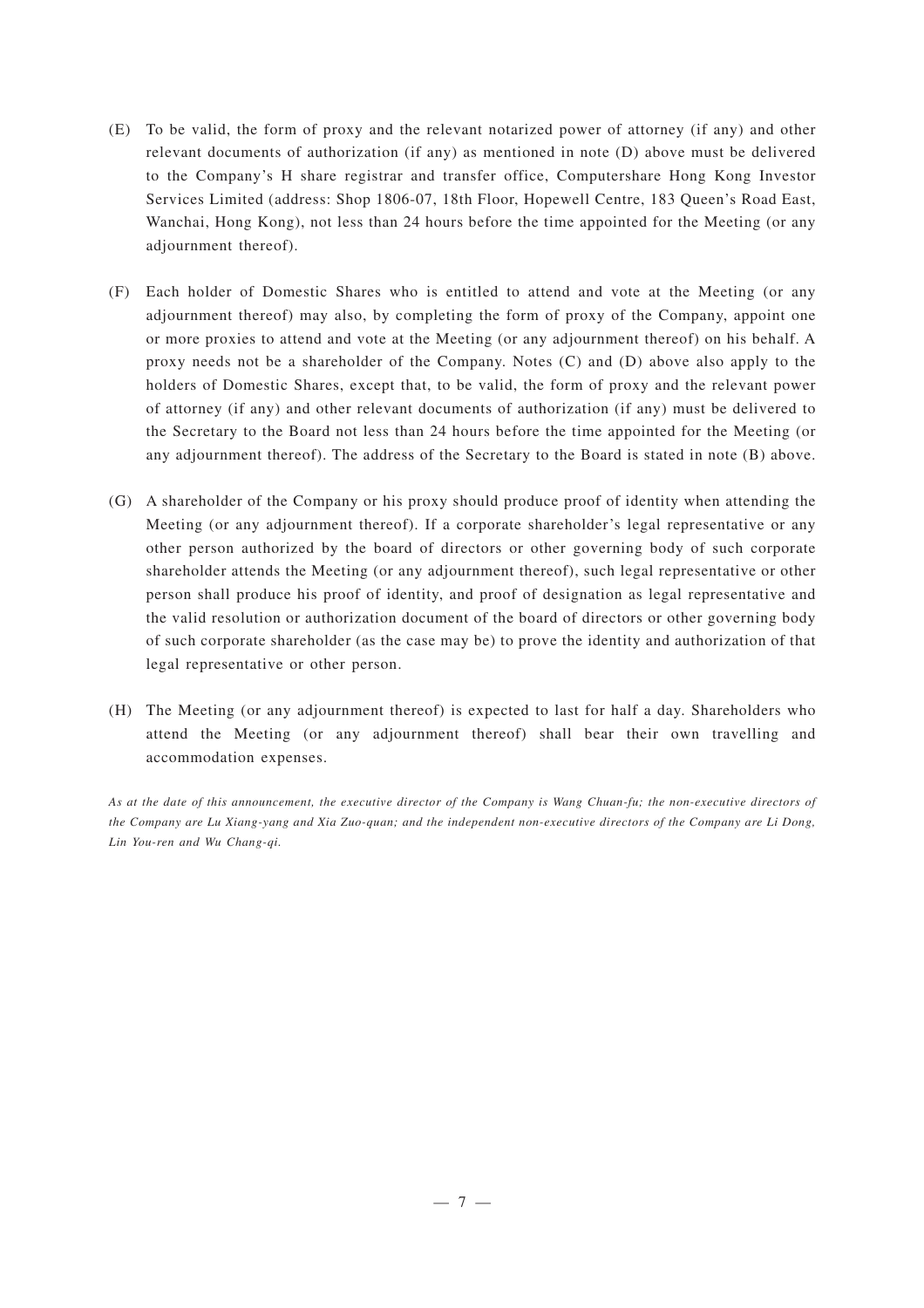(E) To be valid, the form of proxy and the relevant notarized power of attorney (if any) and other relevant documents of authorization (if any) as mentioned in note (D) above must be delivered to the Company's H share registrar and transfer office, Computershare Hong Kong Investor Services Limited (address: Shop 1806-07, 18th Floor, Hopewell Centre, 183 Queen's Road East, Wanchai, Hong Kong), not less than 24 hours before the time appointed for the Meeting (or any adjournment thereof).

(F) Each holder of Domestic Shares who is entitled to attend and vote at the Meeting (or any adjournment thereof) may also, by completing the form of proxy of the Company, appoint one or more proxies to attend and vote at the Meeting (or any adjournment thereof) on his behalf. A proxy needs not be a shareholder of the Company. Notes (C) and (D) above also apply to the holders of Domestic Shares, except that, to be valid, the form of proxy and the relevant power of attorney (if any) and other relevant documents of authorization (if any) must be delivered to the Secretary to the Board not less than 24 hours before the time appointed for the Meeting (or any adjournment thereof). The address of the Secretary to the Board is stated in note (B) above.

(G) A shareholder of the Company or his proxy should produce proof of identity when attending the Meeting (or any adjournment thereof). If a corporate shareholder's legal representative or any other person authorized by the board of directors or other governing body of such corporate shareholder attends the Meeting (or any adjournment thereof), such legal representative or other person shall produce his proof of identity, and proof of designation as legal representative and the valid resolution or authorization document of the board of directors or other governing body of such corporate shareholder (as the case may be) to prove the identity and authorization of that legal representative or other person.

(H) The Meeting (or any adjournment thereof) is expected to last for half a day. Shareholders who attend the Meeting (or any adjournment thereof) shall bear their own travelling and accommodation expenses.

*As at the date of this announcement, the executive director of the Company is Wang Chuan-fu; the non-executive directors of the Company are Lu Xiang-yang and Xia Zuo-quan; and the independent non-executive directors of the Company are Li Dong, Lin You-ren and Wu Chang-qi.*